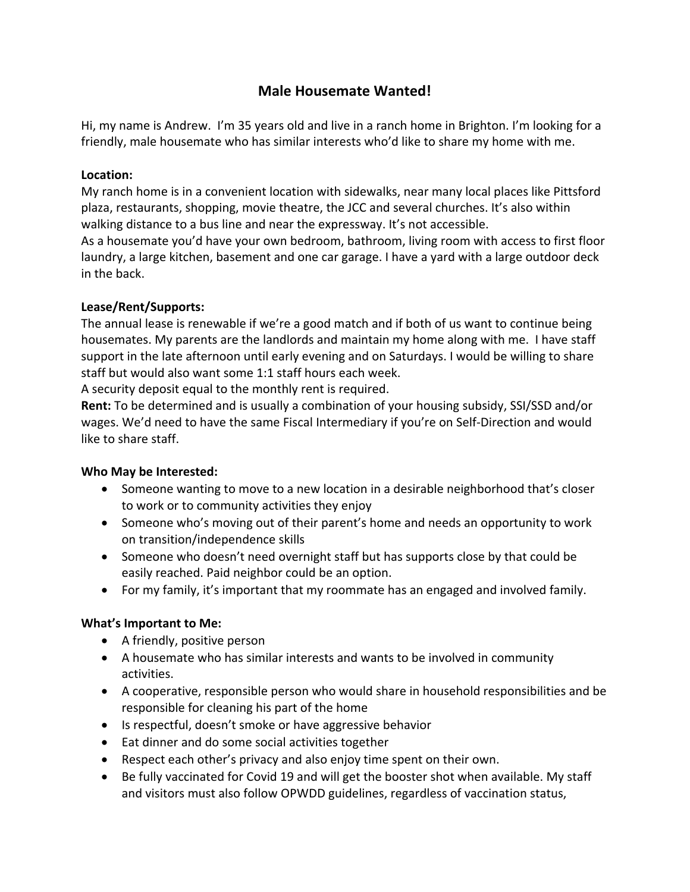# Male Housemate Wanted!

Hi, my name is Andrew. I'm 35 years old and live in a ranch home in Brighton. I'm looking for a friendly, male housemate who has similar interests who'd like to share my home with me.

**Location:**
My ranch home is in a convenient location with sidewalks, near many local places like Pittsford plaza, restaurants, shopping, movie theatre, the JCC and several churches. It's also within walking distance to a bus line and near the expressway. It's not accessible.
As a housemate you'd have your own bedroom, bathroom, living room with access to first floor laundry, a large kitchen, basement and one car garage. I have a yard with a large outdoor deck in the back.

**Lease/Rent/Supports:**
The annual lease is renewable if we're a good match and if both of us want to continue being housemates. My parents are the landlords and maintain my home along with me. I have staff support in the late afternoon until early evening and on Saturdays. I would be willing to share staff but would also want some 1:1 staff hours each week.
A security deposit equal to the monthly rent is required.
**Rent:** To be determined and is usually a combination of your housing subsidy, SSI/SSD and/or wages. We'd need to have the same Fiscal Intermediary if you're on Self-Direction and would like to share staff.

**Who May be Interested:**

- Someone wanting to move to a new location in a desirable neighborhood that's closer to work or to community activities they enjoy
- Someone who's moving out of their parent's home and needs an opportunity to work on transition/independence skills
- Someone who doesn't need overnight staff but has supports close by that could be easily reached. Paid neighbor could be an option.
- For my family, it's important that my roommate has an engaged and involved family.

**What's Important to Me:**

- A friendly, positive person
- A housemate who has similar interests and wants to be involved in community activities.
- A cooperative, responsible person who would share in household responsibilities and be responsible for cleaning his part of the home
- Is respectful, doesn't smoke or have aggressive behavior
- Eat dinner and do some social activities together
- Respect each other's privacy and also enjoy time spent on their own.
- Be fully vaccinated for Covid 19 and will get the booster shot when available. My staff and visitors must also follow OPWDD guidelines, regardless of vaccination status,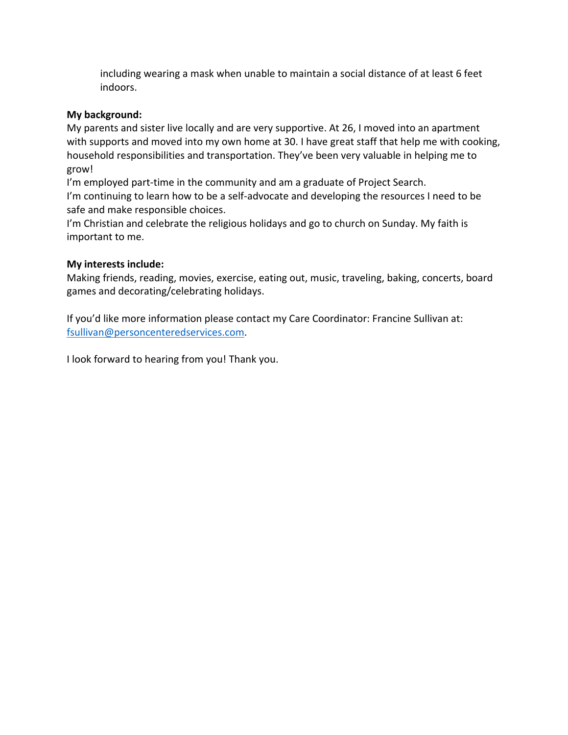including wearing a mask when unable to maintain a social distance of at least 6 feet indoors.

**My background:**

My parents and sister live locally and are very supportive. At 26, I moved into an apartment with supports and moved into my own home at 30. I have great staff that help me with cooking, household responsibilities and transportation. They've been very valuable in helping me to grow!

I'm employed part-time in the community and am a graduate of Project Search.

I'm continuing to learn how to be a self-advocate and developing the resources I need to be safe and make responsible choices.

I'm Christian and celebrate the religious holidays and go to church on Sunday. My faith is important to me.

**My interests include:**

Making friends, reading, movies, exercise, eating out, music, traveling, baking, concerts, board games and decorating/celebrating holidays.

If you'd like more information please contact my Care Coordinator: Francine Sullivan at: fsullivan@personcenteredservices.com.

I look forward to hearing from you! Thank you.